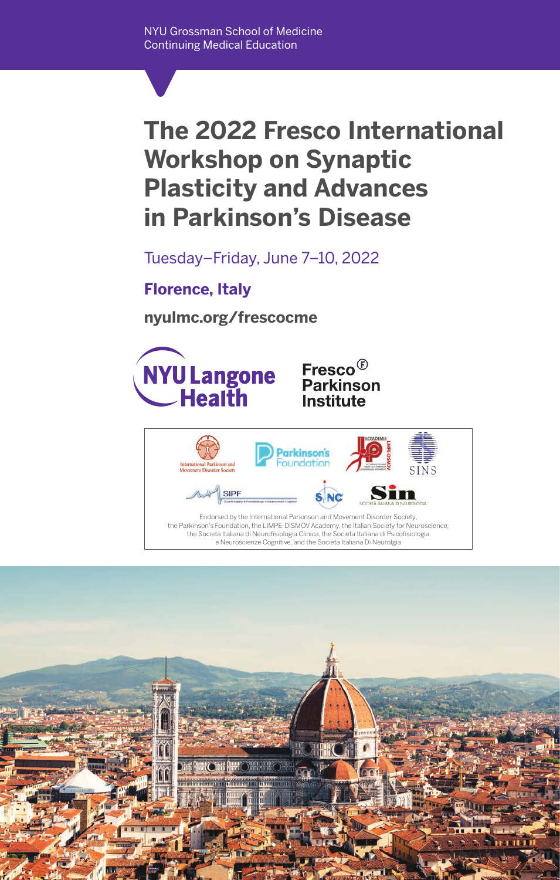NYU Grossman School of Medicine
Continuing Medical Education

# The 2022 Fresco International Workshop on Synaptic Plasticity and Advances in Parkinson's Disease

Tuesday–Friday, June 7–10, 2022

**Florence, Italy**

**nyulmc.org/frescocme**

NYU Langone Health

Fresco Parkinson Institute

Endorsed by the International Parkinson and Movement Disorder Society, the Parkinson's Foundation, the LIMPE-DISMOV Academy, the Italian Society for Neuroscience, the Societa Italiana di Neurofisiologia Clinica, the Societa Italiana di Psicofisiologia e Neuroscienze Cognitive, and the Societa Italiana Di Neurolgia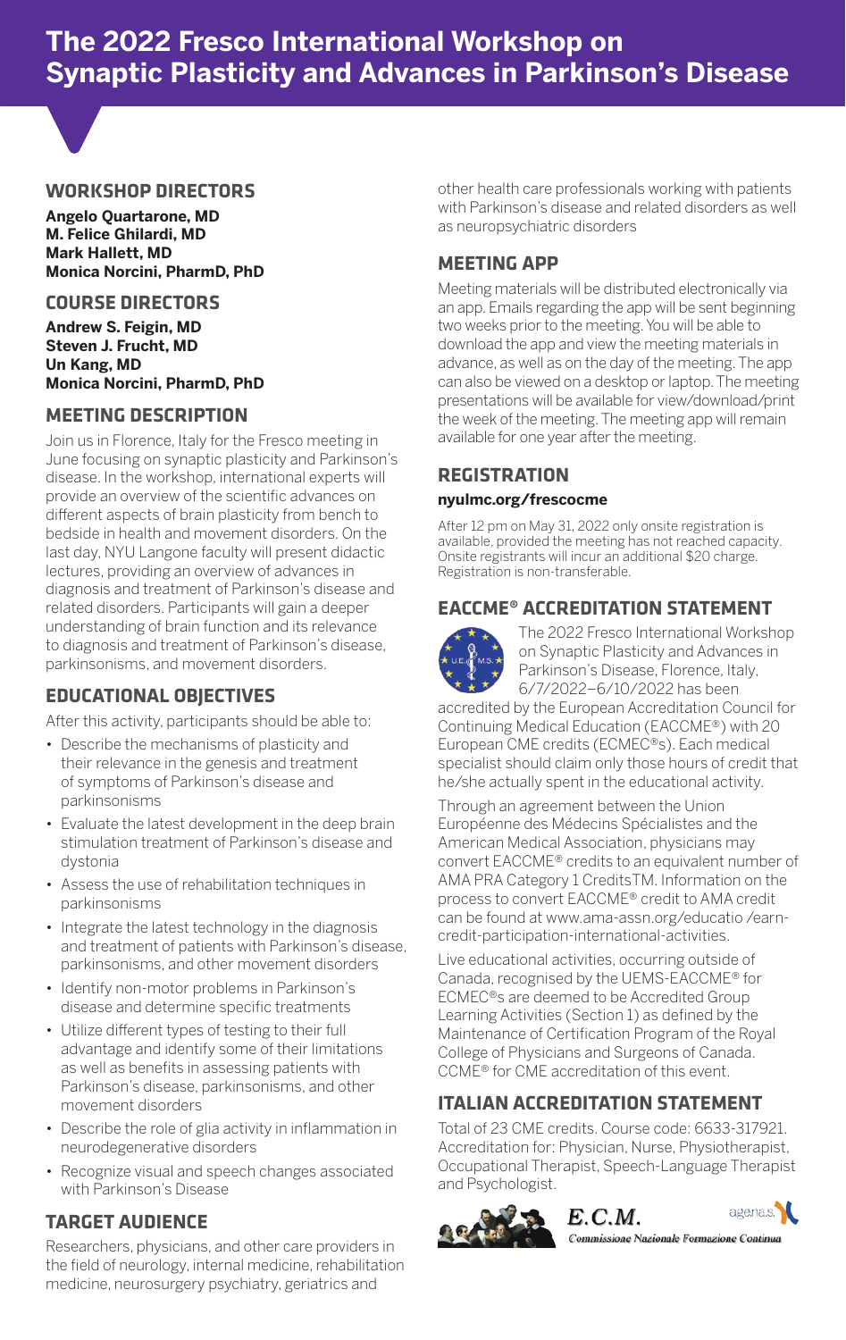# The 2022 Fresco International Workshop on Synaptic Plasticity and Advances in Parkinson's Disease

## WORKSHOP DIRECTORS

**Angelo Quartarone, MD**
**M. Felice Ghilardi, MD**
**Mark Hallett, MD**
**Monica Norcini, PharmD, PhD**

## COURSE DIRECTORS

**Andrew S. Feigin, MD**
**Steven J. Frucht, MD**
**Un Kang, MD**
**Monica Norcini, PharmD, PhD**

## MEETING DESCRIPTION

Join us in Florence, Italy for the Fresco meeting in June focusing on synaptic plasticity and Parkinson's disease. In the workshop, international experts will provide an overview of the scientific advances on different aspects of brain plasticity from bench to bedside in health and movement disorders. On the last day, NYU Langone faculty will present didactic lectures, providing an overview of advances in diagnosis and treatment of Parkinson's disease and related disorders. Participants will gain a deeper understanding of brain function and its relevance to diagnosis and treatment of Parkinson's disease, parkinsonisms, and movement disorders.

## EDUCATIONAL OBJECTIVES

After this activity, participants should be able to:

- Describe the mechanisms of plasticity and their relevance in the genesis and treatment of symptoms of Parkinson's disease and parkinsonisms
- Evaluate the latest development in the deep brain stimulation treatment of Parkinson's disease and dystonia
- Assess the use of rehabilitation techniques in parkinsonisms
- Integrate the latest technology in the diagnosis and treatment of patients with Parkinson's disease, parkinsonisms, and other movement disorders
- Identify non-motor problems in Parkinson's disease and determine specific treatments
- Utilize different types of testing to their full advantage and identify some of their limitations as well as benefits in assessing patients with Parkinson's disease, parkinsonisms, and other movement disorders
- Describe the role of glia activity in inflammation in neurodegenerative disorders
- Recognize visual and speech changes associated with Parkinson's Disease

## TARGET AUDIENCE

Researchers, physicians, and other care providers in the field of neurology, internal medicine, rehabilitation medicine, neurosurgery psychiatry, geriatrics and other health care professionals working with patients with Parkinson's disease and related disorders as well as neuropsychiatric disorders

## MEETING APP

Meeting materials will be distributed electronically via an app. Emails regarding the app will be sent beginning two weeks prior to the meeting. You will be able to download the app and view the meeting materials in advance, as well as on the day of the meeting. The app can also be viewed on a desktop or laptop. The meeting presentations will be available for view/download/print the week of the meeting. The meeting app will remain available for one year after the meeting.

## REGISTRATION

**nyulmc.org/frescocme**

After 12 pm on May 31, 2022 only onsite registration is available, provided the meeting has not reached capacity. Onsite registrants will incur an additional $20 charge. Registration is non-transferable.

## EACCME® ACCREDITATION STATEMENT

The 2022 Fresco International Workshop on Synaptic Plasticity and Advances in Parkinson's Disease, Florence, Italy, 6/7/2022–6/10/2022 has been accredited by the European Accreditation Council for Continuing Medical Education (EACCME®) with 20 European CME credits (ECMEC®s). Each medical specialist should claim only those hours of credit that he/she actually spent in the educational activity.

Through an agreement between the Union Européenne des Médecins Spécialistes and the American Medical Association, physicians may convert EACCME® credits to an equivalent number of AMA PRA Category 1 CreditsTM. Information on the process to convert EACCME® credit to AMA credit can be found at www.ama-assn.org/educatio /earn-credit-participation-international-activities.

Live educational activities, occurring outside of Canada, recognised by the UEMS-EACCME® for ECMEC®s are deemed to be Accredited Group Learning Activities (Section 1) as defined by the Maintenance of Certification Program of the Royal College of Physicians and Surgeons of Canada. CCME® for CME accreditation of this event.

## ITALIAN ACCREDITATION STATEMENT

Total of 23 CME credits. Course code: 6633-317921. Accreditation for: Physician, Nurse, Physiotherapist, Occupational Therapist, Speech-Language Therapist and Psychologist.

E.C.M. Commissione Nazionale Formazione Continua

agenas.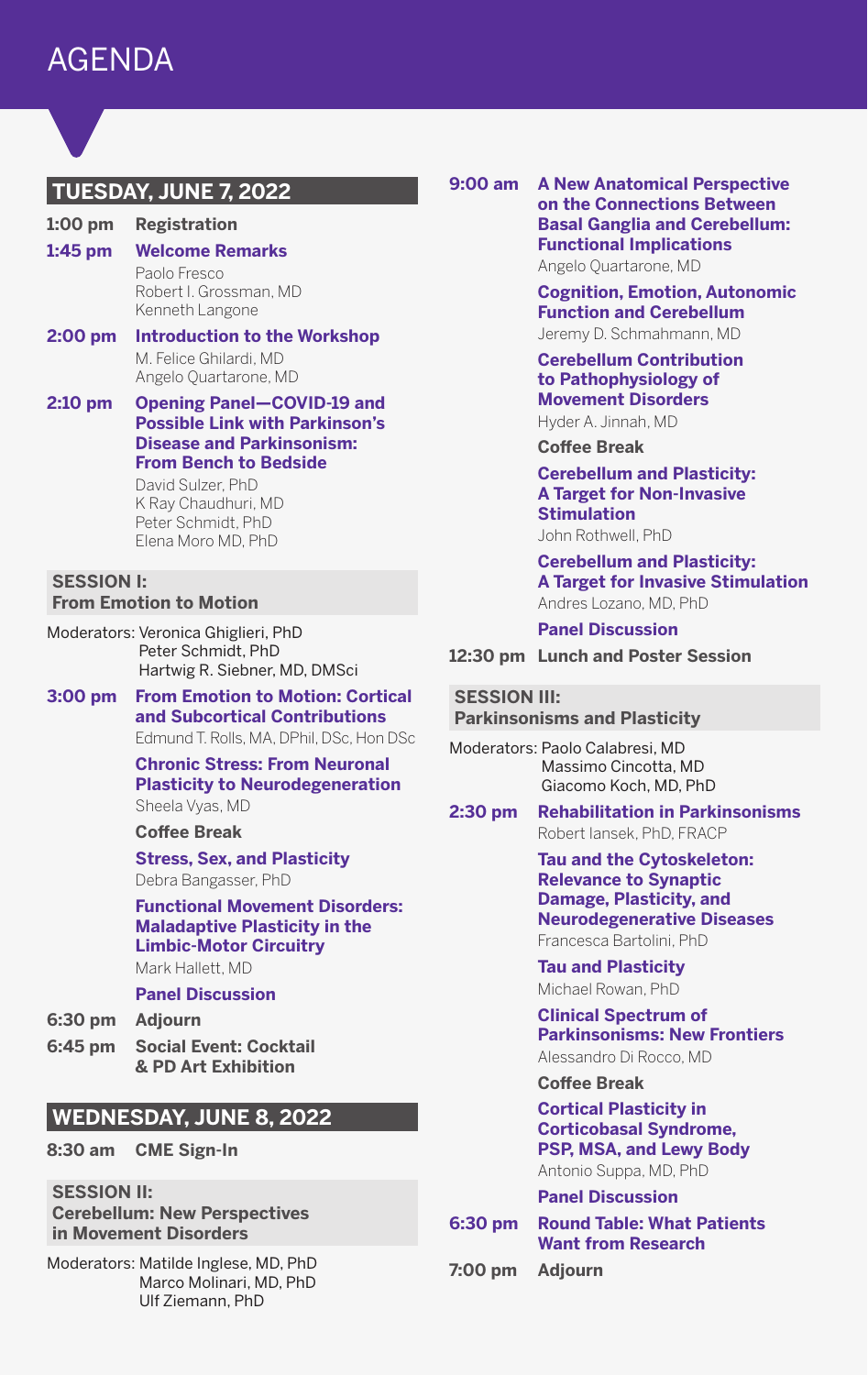# AGENDA

## TUESDAY, JUNE 7, 2022

**1:00 pm** **Registration**

**1:45 pm** **Welcome Remarks**
Paolo Fresco
Robert I. Grossman, MD
Kenneth Langone

**2:00 pm** **Introduction to the Workshop**
M. Felice Ghilardi, MD
Angelo Quartarone, MD

**2:10 pm** **Opening Panel—COVID-19 and Possible Link with Parkinson's Disease and Parkinsonism: From Bench to Bedside**
David Sulzer, PhD
K Ray Chaudhuri, MD
Peter Schmidt, PhD
Elena Moro MD, PhD

### SESSION I: From Emotion to Motion

Moderators: Veronica Ghiglieri, PhD
Peter Schmidt, PhD
Hartwig R. Siebner, MD, DMSci

**3:00 pm** **From Emotion to Motion: Cortical and Subcortical Contributions**
Edmund T. Rolls, MA, DPhil, DSc, Hon DSc

**Chronic Stress: From Neuronal Plasticity to Neurodegeneration**
Sheela Vyas, MD

**Coffee Break**

**Stress, Sex, and Plasticity**
Debra Bangasser, PhD

**Functional Movement Disorders: Maladaptive Plasticity in the Limbic-Motor Circuitry**
Mark Hallett, MD

**Panel Discussion**

**6:30 pm** **Adjourn**

**6:45 pm** **Social Event: Cocktail & PD Art Exhibition**

## WEDNESDAY, JUNE 8, 2022

**8:30 am** **CME Sign-In**

### SESSION II: Cerebellum: New Perspectives in Movement Disorders

Moderators: Matilde Inglese, MD, PhD
Marco Molinari, MD, PhD
Ulf Ziemann, PhD

**9:00 am** **A New Anatomical Perspective on the Connections Between Basal Ganglia and Cerebellum: Functional Implications**
Angelo Quartarone, MD

**Cognition, Emotion, Autonomic Function and Cerebellum**
Jeremy D. Schmahmann, MD

**Cerebellum Contribution to Pathophysiology of Movement Disorders**
Hyder A. Jinnah, MD

**Coffee Break**

**Cerebellum and Plasticity: A Target for Non-Invasive Stimulation**
John Rothwell, PhD

**Cerebellum and Plasticity: A Target for Invasive Stimulation**
Andres Lozano, MD, PhD

**Panel Discussion**

**12:30 pm** **Lunch and Poster Session**

### SESSION III: Parkinsonisms and Plasticity

Moderators: Paolo Calabresi, MD
Massimo Cincotta, MD
Giacomo Koch, MD, PhD

**2:30 pm** **Rehabilitation in Parkinsonisms**
Robert Iansek, PhD, FRACP

**Tau and the Cytoskeleton: Relevance to Synaptic Damage, Plasticity, and Neurodegenerative Diseases**
Francesca Bartolini, PhD

**Tau and Plasticity**
Michael Rowan, PhD

**Clinical Spectrum of Parkinsonisms: New Frontiers**
Alessandro Di Rocco, MD

**Coffee Break**

**Cortical Plasticity in Corticobasal Syndrome, PSP, MSA, and Lewy Body**
Antonio Suppa, MD, PhD

**Panel Discussion**

**6:30 pm** **Round Table: What Patients Want from Research**

**7:00 pm** **Adjourn**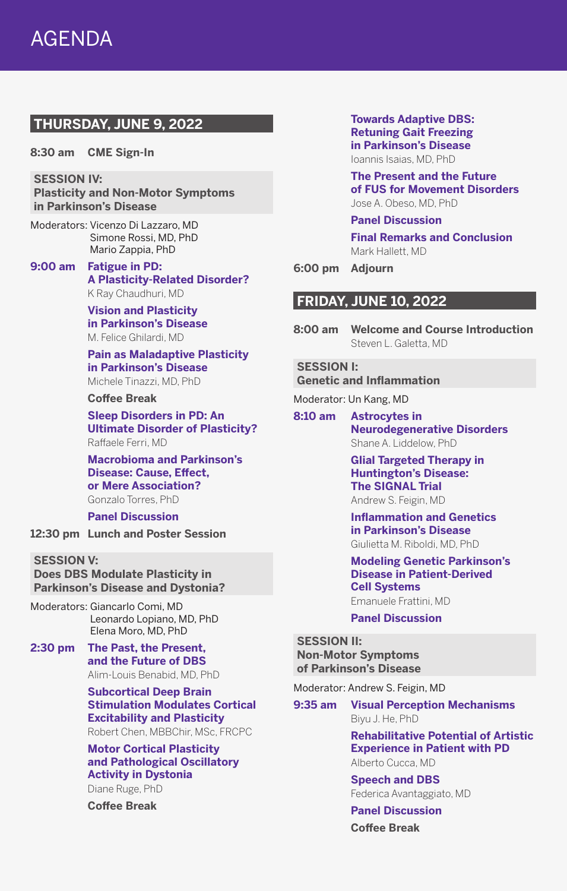# AGENDA

## THURSDAY, JUNE 9, 2022

**8:30 am** **CME Sign-In**

### SESSION IV: Plasticity and Non-Motor Symptoms in Parkinson's Disease

Moderators: Vicenzo Di Lazzaro, MD
Simone Rossi, MD, PhD
Mario Zappia, PhD

**9:00 am** **Fatigue in PD: A Plasticity-Related Disorder?**
K Ray Chaudhuri, MD

**Vision and Plasticity in Parkinson's Disease**
M. Felice Ghilardi, MD

**Pain as Maladaptive Plasticity in Parkinson's Disease**
Michele Tinazzi, MD, PhD

**Coffee Break**

**Sleep Disorders in PD: An Ultimate Disorder of Plasticity?**
Raffaele Ferri, MD

**Macrobioma and Parkinson's Disease: Cause, Effect, or Mere Association?**
Gonzalo Torres, PhD

**Panel Discussion**

**12:30 pm** **Lunch and Poster Session**

### SESSION V: Does DBS Modulate Plasticity in Parkinson's Disease and Dystonia?

Moderators: Giancarlo Comi, MD
Leonardo Lopiano, MD, PhD
Elena Moro, MD, PhD

**2:30 pm** **The Past, the Present, and the Future of DBS**
Alim-Louis Benabid, MD, PhD

**Subcortical Deep Brain Stimulation Modulates Cortical Excitability and Plasticity**
Robert Chen, MBBChir, MSc, FRCPC

**Motor Cortical Plasticity and Pathological Oscillatory Activity in Dystonia**
Diane Ruge, PhD

**Coffee Break**

**Towards Adaptive DBS: Retuning Gait Freezing in Parkinson's Disease**
Ioannis Isaias, MD, PhD

**The Present and the Future of FUS for Movement Disorders**
Jose A. Obeso, MD, PhD

**Panel Discussion**

**Final Remarks and Conclusion**
Mark Hallett, MD

**6:00 pm** **Adjourn**

## FRIDAY, JUNE 10, 2022

**8:00 am** **Welcome and Course Introduction**
Steven L. Galetta, MD

### SESSION I: Genetic and Inflammation

Moderator: Un Kang, MD

**8:10 am** **Astrocytes in Neurodegenerative Disorders**
Shane A. Liddelow, PhD

**Glial Targeted Therapy in Huntington's Disease: The SIGNAL Trial**
Andrew S. Feigin, MD

**Inflammation and Genetics in Parkinson's Disease**
Giulietta M. Riboldi, MD, PhD

**Modeling Genetic Parkinson's Disease in Patient-Derived Cell Systems**
Emanuele Frattini, MD

**Panel Discussion**

### SESSION II: Non-Motor Symptoms of Parkinson's Disease

Moderator: Andrew S. Feigin, MD

**9:35 am** **Visual Perception Mechanisms**
Biyu J. He, PhD

**Rehabilitative Potential of Artistic Experience in Patient with PD**
Alberto Cucca, MD

**Speech and DBS**
Federica Avantaggiato, MD

**Panel Discussion**

**Coffee Break**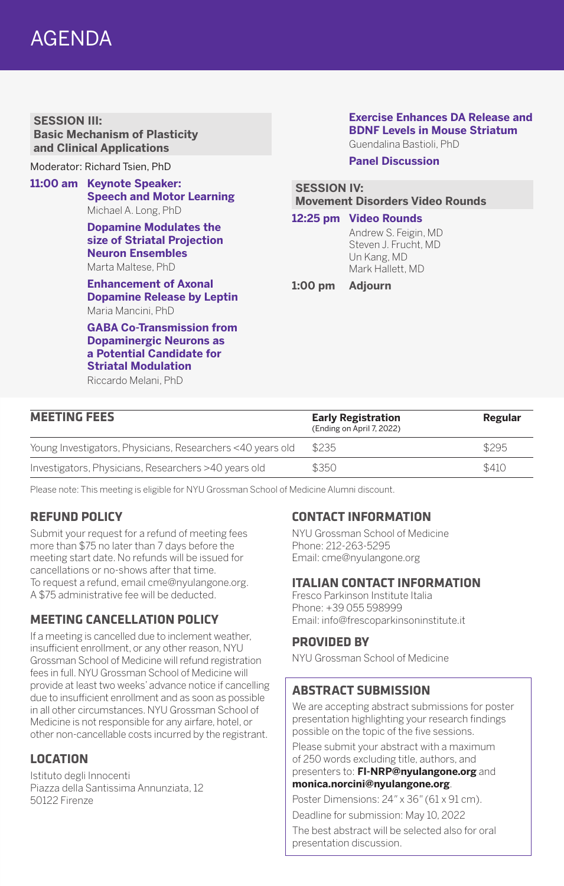# AGENDA

## SESSION III: Basic Mechanism of Plasticity and Clinical Applications

Moderator: Richard Tsien, PhD

**11:00 am** **Keynote Speaker: Speech and Motor Learning**
Michael A. Long, PhD

**Dopamine Modulates the size of Striatal Projection Neuron Ensembles**
Marta Maltese, PhD

**Enhancement of Axonal Dopamine Release by Leptin**
Maria Mancini, PhD

**GABA Co-Transmission from Dopaminergic Neurons as a Potential Candidate for Striatal Modulation**
Riccardo Melani, PhD

**Exercise Enhances DA Release and BDNF Levels in Mouse Striatum**
Guendalina Bastioli, PhD

**Panel Discussion**

## SESSION IV: Movement Disorders Video Rounds

**12:25 pm** **Video Rounds**
Andrew S. Feigin, MD
Steven J. Frucht, MD
Un Kang, MD
Mark Hallett, MD

**1:00 pm** **Adjourn**

| MEETING FEES | Early Registration (Ending on April 7, 2022) | Regular |
|---|---|---|
| Young Investigators, Physicians, Researchers <40 years old | $235 | $295 |
| Investigators, Physicians, Researchers >40 years old | $350 | $410 |

Please note: This meeting is eligible for NYU Grossman School of Medicine Alumni discount.

## REFUND POLICY

Submit your request for a refund of meeting fees more than $75 no later than 7 days before the meeting start date. No refunds will be issued for cancellations or no-shows after that time. To request a refund, email cme@nyulangone.org. A $75 administrative fee will be deducted.

## MEETING CANCELLATION POLICY

If a meeting is cancelled due to inclement weather, insufficient enrollment, or any other reason, NYU Grossman School of Medicine will refund registration fees in full. NYU Grossman School of Medicine will provide at least two weeks' advance notice if cancelling due to insufficient enrollment and as soon as possible in all other circumstances. NYU Grossman School of Medicine is not responsible for any airfare, hotel, or other non-cancellable costs incurred by the registrant.

## LOCATION

Istituto degli Innocenti
Piazza della Santissima Annunziata, 12
50122 Firenze

## CONTACT INFORMATION

NYU Grossman School of Medicine
Phone: 212-263-5295
Email: cme@nyulangone.org

## ITALIAN CONTACT INFORMATION

Fresco Parkinson Institute Italia
Phone: +39 055 598999
Email: info@frescoparkinsoninstitute.it

## PROVIDED BY

NYU Grossman School of Medicine

## ABSTRACT SUBMISSION

We are accepting abstract submissions for poster presentation highlighting your research findings possible on the topic of the five sessions.

Please submit your abstract with a maximum of 250 words excluding title, authors, and presenters to: **FI-NRP@nyulangone.org** and **monica.norcini@nyulangone.org**.

Poster Dimensions: 24" x 36" (61 x 91 cm).

Deadline for submission: May 10, 2022

The best abstract will be selected also for oral presentation discussion.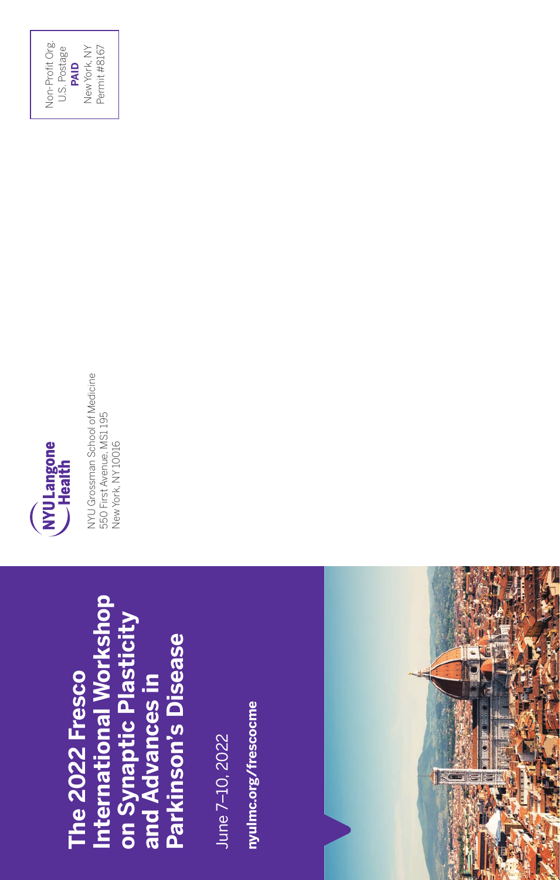Non-Profit Org.
U.S. Postage
**PAID**
New York, NY
Permit #8167

NYU Langone Health

NYU Grossman School of Medicine
550 First Avenue, MS1195
New York, NY 10016

# The 2022 Fresco International Workshop on Synaptic Plasticity and Advances in Parkinson's Disease

June 7–10, 2022

**nyulmc.org/frescocme**